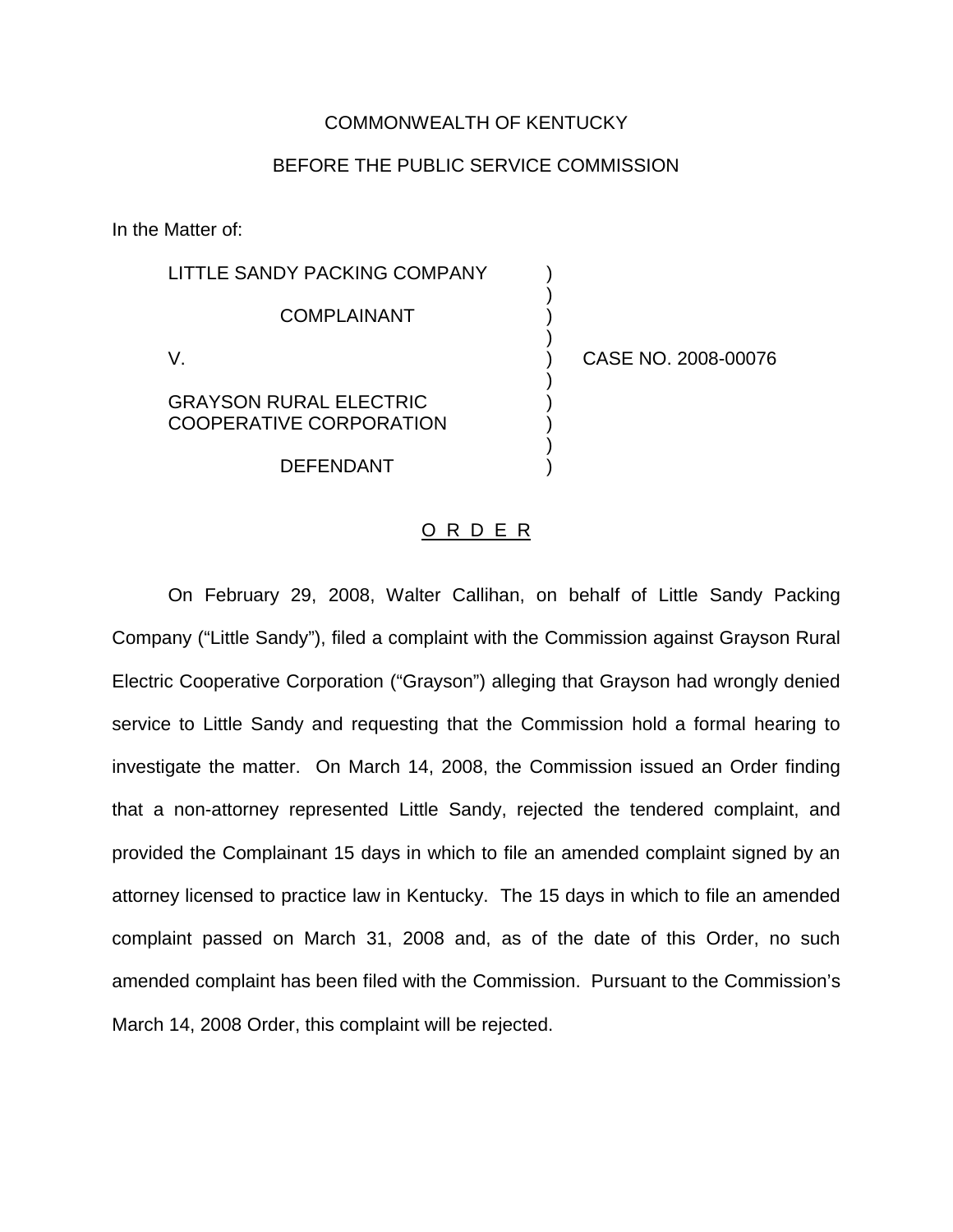COMMONWEALTH OF KENTUCKY

BEFORE THE PUBLIC SERVICE COMMISSION

In the Matter of:

| | | |
|---|---|---|
| LITTLE SANDY PACKING COMPANY<br><br>COMPLAINANT<br><br>V.<br><br>GRAYSON RURAL ELECTRIC COOPERATIVE CORPORATION<br><br>DEFENDANT | ) | CASE NO. 2008-00076 |

## ORDER

On February 29, 2008, Walter Callihan, on behalf of Little Sandy Packing Company ("Little Sandy"), filed a complaint with the Commission against Grayson Rural Electric Cooperative Corporation ("Grayson") alleging that Grayson had wrongly denied service to Little Sandy and requesting that the Commission hold a formal hearing to investigate the matter. On March 14, 2008, the Commission issued an Order finding that a non-attorney represented Little Sandy, rejected the tendered complaint, and provided the Complainant 15 days in which to file an amended complaint signed by an attorney licensed to practice law in Kentucky. The 15 days in which to file an amended complaint passed on March 31, 2008 and, as of the date of this Order, no such amended complaint has been filed with the Commission. Pursuant to the Commission's March 14, 2008 Order, this complaint will be rejected.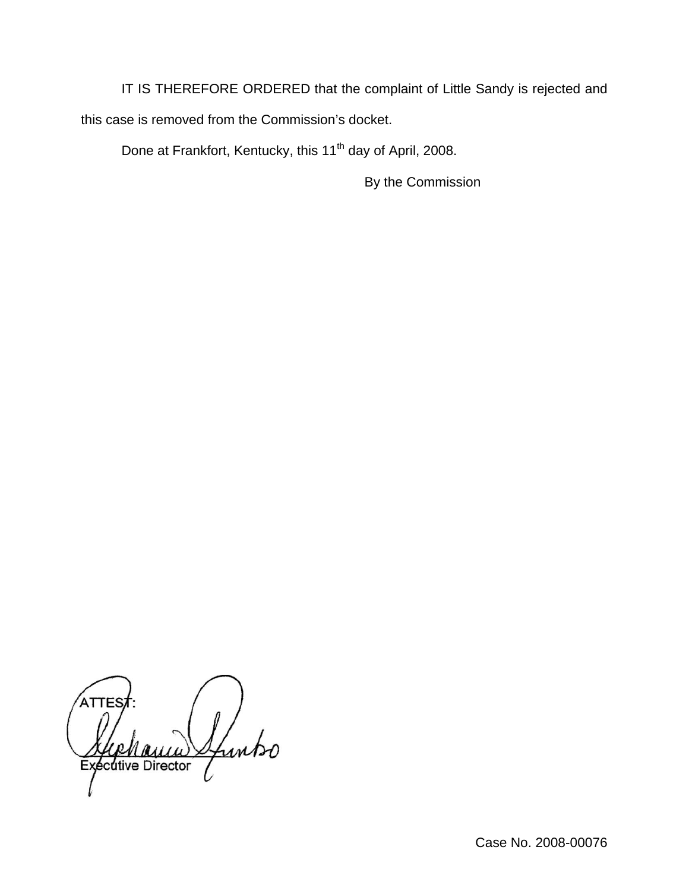IT IS THEREFORE ORDERED that the complaint of Little Sandy is rejected and this case is removed from the Commission's docket.

Done at Frankfort, Kentucky, this 11th day of April, 2008.

By the Commission

ATTEST:

Executive Director

Case No. 2008-00076